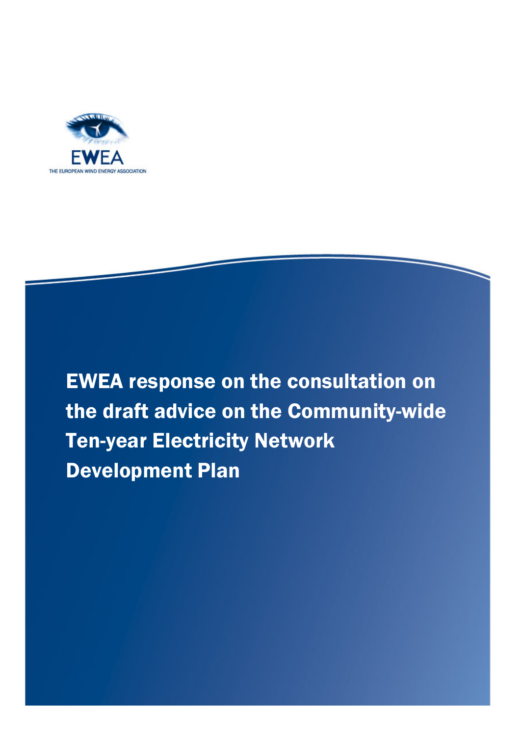EWEA

THE EUROPEAN WIND ENERGY ASSOCIATION

# EWEA response on the consultation on the draft advice on the Community-wide Ten-year Electricity Network Development Plan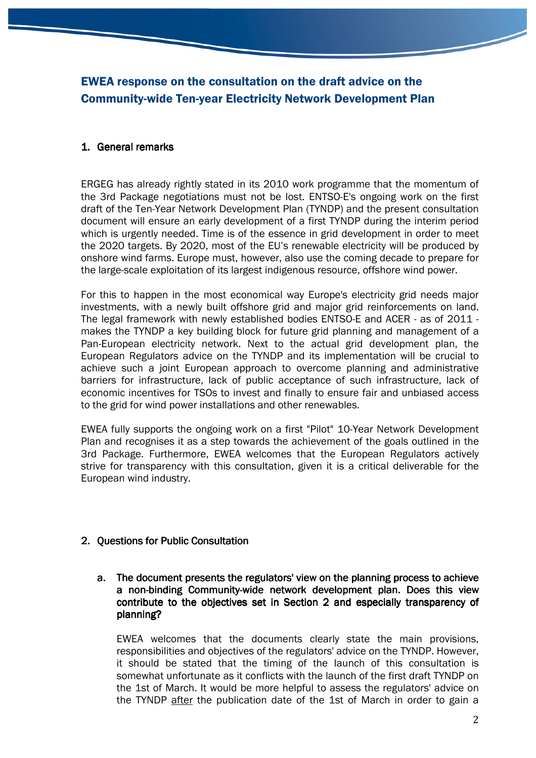## EWEA response on the consultation on the draft advice on the Community-wide Ten-year Electricity Network Development Plan

### 1. General remarks

ERGEG has already rightly stated in its 2010 work programme that the momentum of the 3rd Package negotiations must not be lost. ENTSO-E's ongoing work on the first draft of the Ten-Year Network Development Plan (TYNDP) and the present consultation document will ensure an early development of a first TYNDP during the interim period which is urgently needed. Time is of the essence in grid development in order to meet the 2020 targets. By 2020, most of the EU's renewable electricity will be produced by onshore wind farms. Europe must, however, also use the coming decade to prepare for the large-scale exploitation of its largest indigenous resource, offshore wind power.

For this to happen in the most economical way Europe's electricity grid needs major investments, with a newly built offshore grid and major grid reinforcements on land. The legal framework with newly established bodies ENTSO-E and ACER - as of 2011 - makes the TYNDP a key building block for future grid planning and management of a Pan-European electricity network. Next to the actual grid development plan, the European Regulators advice on the TYNDP and its implementation will be crucial to achieve such a joint European approach to overcome planning and administrative barriers for infrastructure, lack of public acceptance of such infrastructure, lack of economic incentives for TSOs to invest and finally to ensure fair and unbiased access to the grid for wind power installations and other renewables.

EWEA fully supports the ongoing work on a first "Pilot" 10-Year Network Development Plan and recognises it as a step towards the achievement of the goals outlined in the 3rd Package. Furthermore, EWEA welcomes that the European Regulators actively strive for transparency with this consultation, given it is a critical deliverable for the European wind industry.

### 2. Questions for Public Consultation

a. **The document presents the regulators' view on the planning process to achieve a non-binding Community-wide network development plan. Does this view contribute to the objectives set in Section 2 and especially transparency of planning?**

   EWEA welcomes that the documents clearly state the main provisions, responsibilities and objectives of the regulators' advice on the TYNDP. However, it should be stated that the timing of the launch of this consultation is somewhat unfortunate as it conflicts with the launch of the first draft TYNDP on the 1st of March. It would be more helpful to assess the regulators' advice on the TYNDP <u>after</u> the publication date of the 1st of March in order to gain a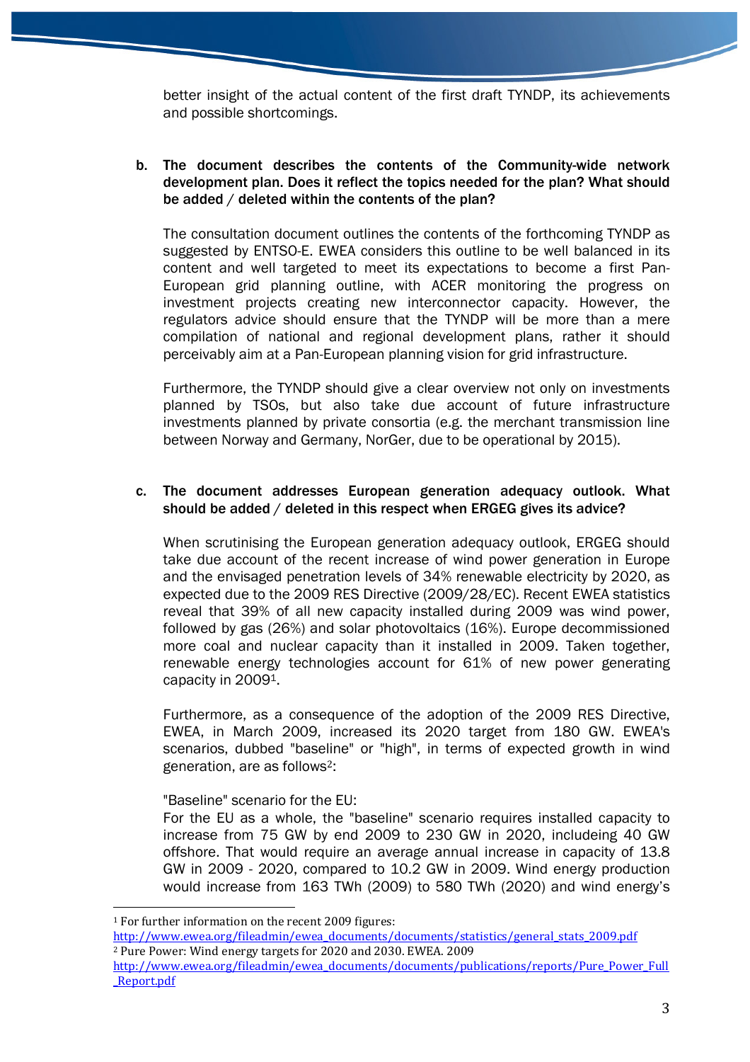better insight of the actual content of the first draft TYNDP, its achievements and possible shortcomings.

**b. The document describes the contents of the Community-wide network development plan. Does it reflect the topics needed for the plan? What should be added / deleted within the contents of the plan?**

The consultation document outlines the contents of the forthcoming TYNDP as suggested by ENTSO-E. EWEA considers this outline to be well balanced in its content and well targeted to meet its expectations to become a first Pan-European grid planning outline, with ACER monitoring the progress on investment projects creating new interconnector capacity. However, the regulators advice should ensure that the TYNDP will be more than a mere compilation of national and regional development plans, rather it should perceivably aim at a Pan-European planning vision for grid infrastructure.

Furthermore, the TYNDP should give a clear overview not only on investments planned by TSOs, but also take due account of future infrastructure investments planned by private consortia (e.g. the merchant transmission line between Norway and Germany, NorGer, due to be operational by 2015).

**c. The document addresses European generation adequacy outlook. What should be added / deleted in this respect when ERGEG gives its advice?**

When scrutinising the European generation adequacy outlook, ERGEG should take due account of the recent increase of wind power generation in Europe and the envisaged penetration levels of 34% renewable electricity by 2020, as expected due to the 2009 RES Directive (2009/28/EC). Recent EWEA statistics reveal that 39% of all new capacity installed during 2009 was wind power, followed by gas (26%) and solar photovoltaics (16%). Europe decommissioned more coal and nuclear capacity than it installed in 2009. Taken together, renewable energy technologies account for 61% of new power generating capacity in 2009[1].

Furthermore, as a consequence of the adoption of the 2009 RES Directive, EWEA, in March 2009, increased its 2020 target from 180 GW. EWEA's scenarios, dubbed "baseline" or "high", in terms of expected growth in wind generation, are as follows[2]:

"Baseline" scenario for the EU:
For the EU as a whole, the "baseline" scenario requires installed capacity to increase from 75 GW by end 2009 to 230 GW in 2020, includeing 40 GW offshore. That would require an average annual increase in capacity of 13.8 GW in 2009 - 2020, compared to 10.2 GW in 2009. Wind energy production would increase from 163 TWh (2009) to 580 TWh (2020) and wind energy's

---

[1] For further information on the recent 2009 figures: http://www.ewea.org/fileadmin/ewea_documents/documents/statistics/general_stats_2009.pdf

[2] Pure Power: Wind energy targets for 2020 and 2030. EWEA. 2009 http://www.ewea.org/fileadmin/ewea_documents/documents/publications/reports/Pure_Power_Full_Report.pdf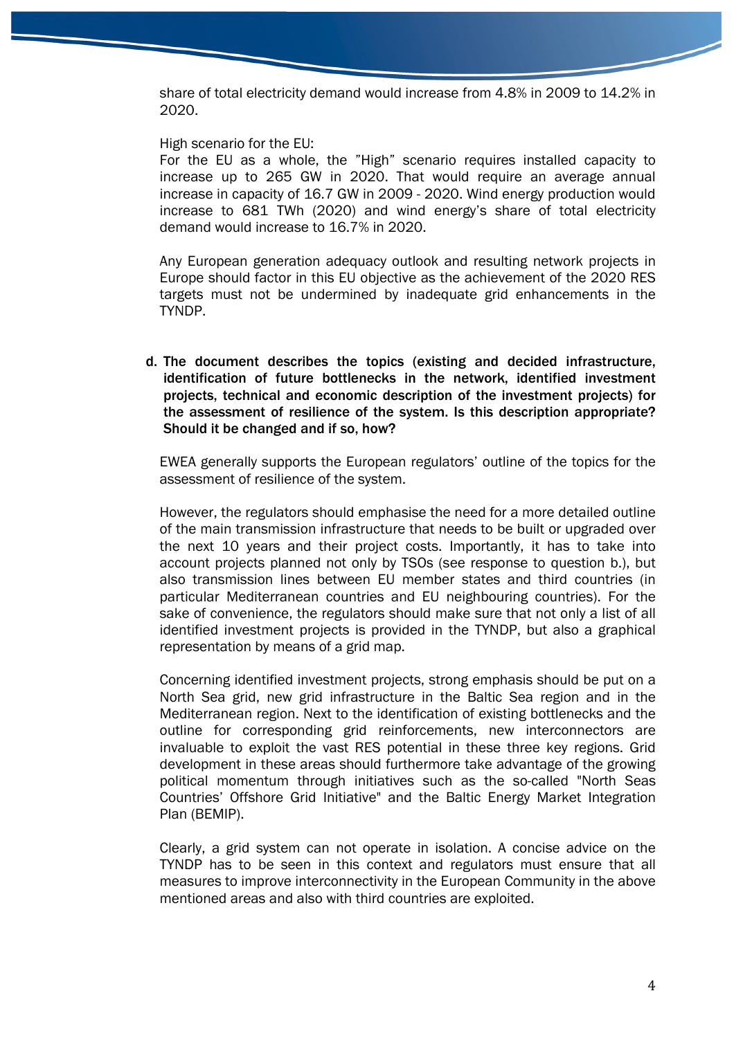share of total electricity demand would increase from 4.8% in 2009 to 14.2% in 2020.

High scenario for the EU:
For the EU as a whole, the "High" scenario requires installed capacity to increase up to 265 GW in 2020. That would require an average annual increase in capacity of 16.7 GW in 2009 - 2020. Wind energy production would increase to 681 TWh (2020) and wind energy's share of total electricity demand would increase to 16.7% in 2020.

Any European generation adequacy outlook and resulting network projects in Europe should factor in this EU objective as the achievement of the 2020 RES targets must not be undermined by inadequate grid enhancements in the TYNDP.

**d. The document describes the topics (existing and decided infrastructure, identification of future bottlenecks in the network, identified investment projects, technical and economic description of the investment projects) for the assessment of resilience of the system. Is this description appropriate? Should it be changed and if so, how?**

EWEA generally supports the European regulators' outline of the topics for the assessment of resilience of the system.

However, the regulators should emphasise the need for a more detailed outline of the main transmission infrastructure that needs to be built or upgraded over the next 10 years and their project costs. Importantly, it has to take into account projects planned not only by TSOs (see response to question b.), but also transmission lines between EU member states and third countries (in particular Mediterranean countries and EU neighbouring countries). For the sake of convenience, the regulators should make sure that not only a list of all identified investment projects is provided in the TYNDP, but also a graphical representation by means of a grid map.

Concerning identified investment projects, strong emphasis should be put on a North Sea grid, new grid infrastructure in the Baltic Sea region and in the Mediterranean region. Next to the identification of existing bottlenecks and the outline for corresponding grid reinforcements, new interconnectors are invaluable to exploit the vast RES potential in these three key regions. Grid development in these areas should furthermore take advantage of the growing political momentum through initiatives such as the so-called "North Seas Countries' Offshore Grid Initiative" and the Baltic Energy Market Integration Plan (BEMIP).

Clearly, a grid system can not operate in isolation. A concise advice on the TYNDP has to be seen in this context and regulators must ensure that all measures to improve interconnectivity in the European Community in the above mentioned areas and also with third countries are exploited.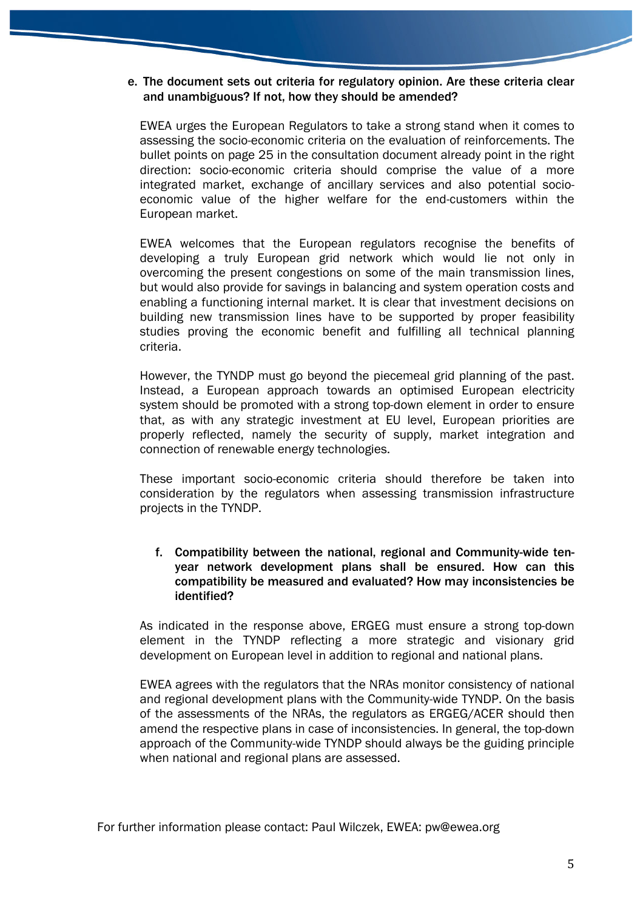**e. The document sets out criteria for regulatory opinion. Are these criteria clear and unambiguous? If not, how they should be amended?**

EWEA urges the European Regulators to take a strong stand when it comes to assessing the socio-economic criteria on the evaluation of reinforcements. The bullet points on page 25 in the consultation document already point in the right direction: socio-economic criteria should comprise the value of a more integrated market, exchange of ancillary services and also potential socio-economic value of the higher welfare for the end-customers within the European market.

EWEA welcomes that the European regulators recognise the benefits of developing a truly European grid network which would lie not only in overcoming the present congestions on some of the main transmission lines, but would also provide for savings in balancing and system operation costs and enabling a functioning internal market. It is clear that investment decisions on building new transmission lines have to be supported by proper feasibility studies proving the economic benefit and fulfilling all technical planning criteria.

However, the TYNDP must go beyond the piecemeal grid planning of the past. Instead, a European approach towards an optimised European electricity system should be promoted with a strong top-down element in order to ensure that, as with any strategic investment at EU level, European priorities are properly reflected, namely the security of supply, market integration and connection of renewable energy technologies.

These important socio-economic criteria should therefore be taken into consideration by the regulators when assessing transmission infrastructure projects in the TYNDP.

**f. Compatibility between the national, regional and Community-wide ten-year network development plans shall be ensured. How can this compatibility be measured and evaluated? How may inconsistencies be identified?**

As indicated in the response above, ERGEG must ensure a strong top-down element in the TYNDP reflecting a more strategic and visionary grid development on European level in addition to regional and national plans.

EWEA agrees with the regulators that the NRAs monitor consistency of national and regional development plans with the Community-wide TYNDP. On the basis of the assessments of the NRAs, the regulators as ERGEG/ACER should then amend the respective plans in case of inconsistencies. In general, the top-down approach of the Community-wide TYNDP should always be the guiding principle when national and regional plans are assessed.

For further information please contact: Paul Wilczek, EWEA: pw@ewea.org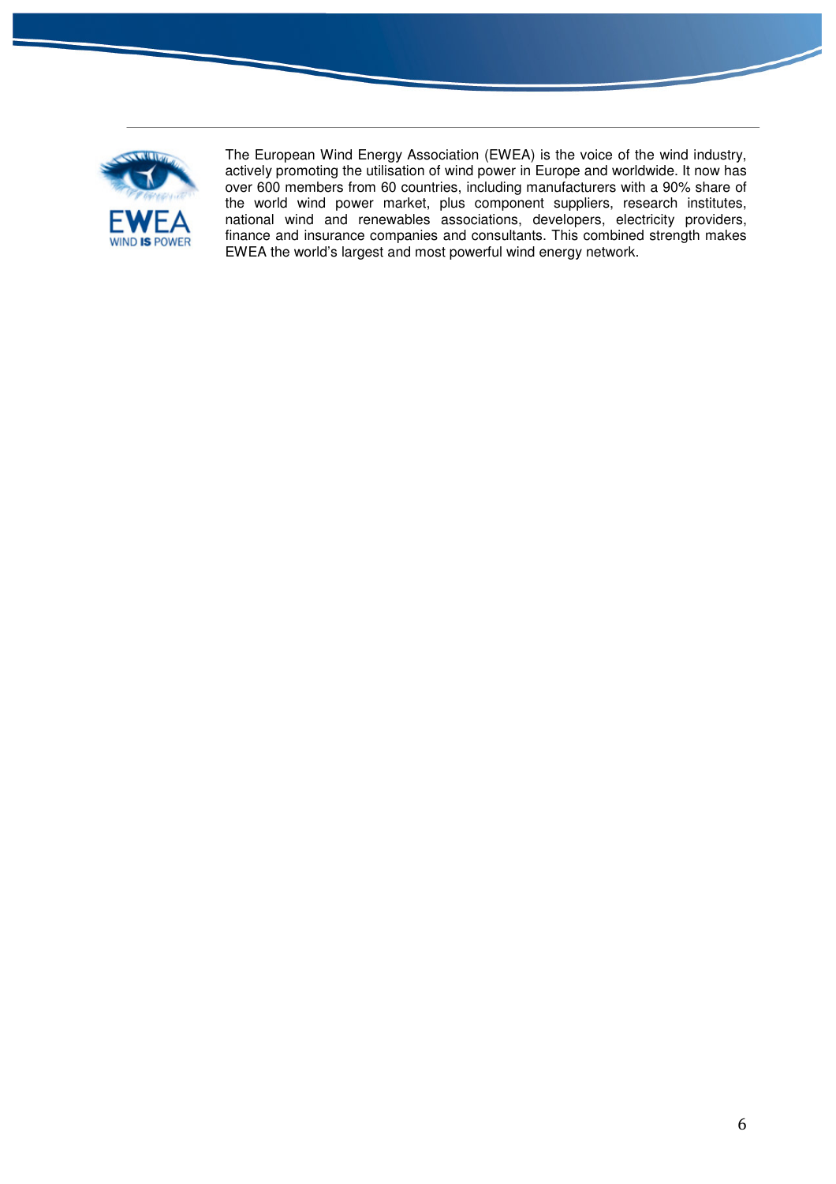The European Wind Energy Association (EWEA) is the voice of the wind industry, actively promoting the utilisation of wind power in Europe and worldwide. It now has over 600 members from 60 countries, including manufacturers with a 90% share of the world wind power market, plus component suppliers, research institutes, national wind and renewables associations, developers, electricity providers, finance and insurance companies and consultants. This combined strength makes EWEA the world's largest and most powerful wind energy network.